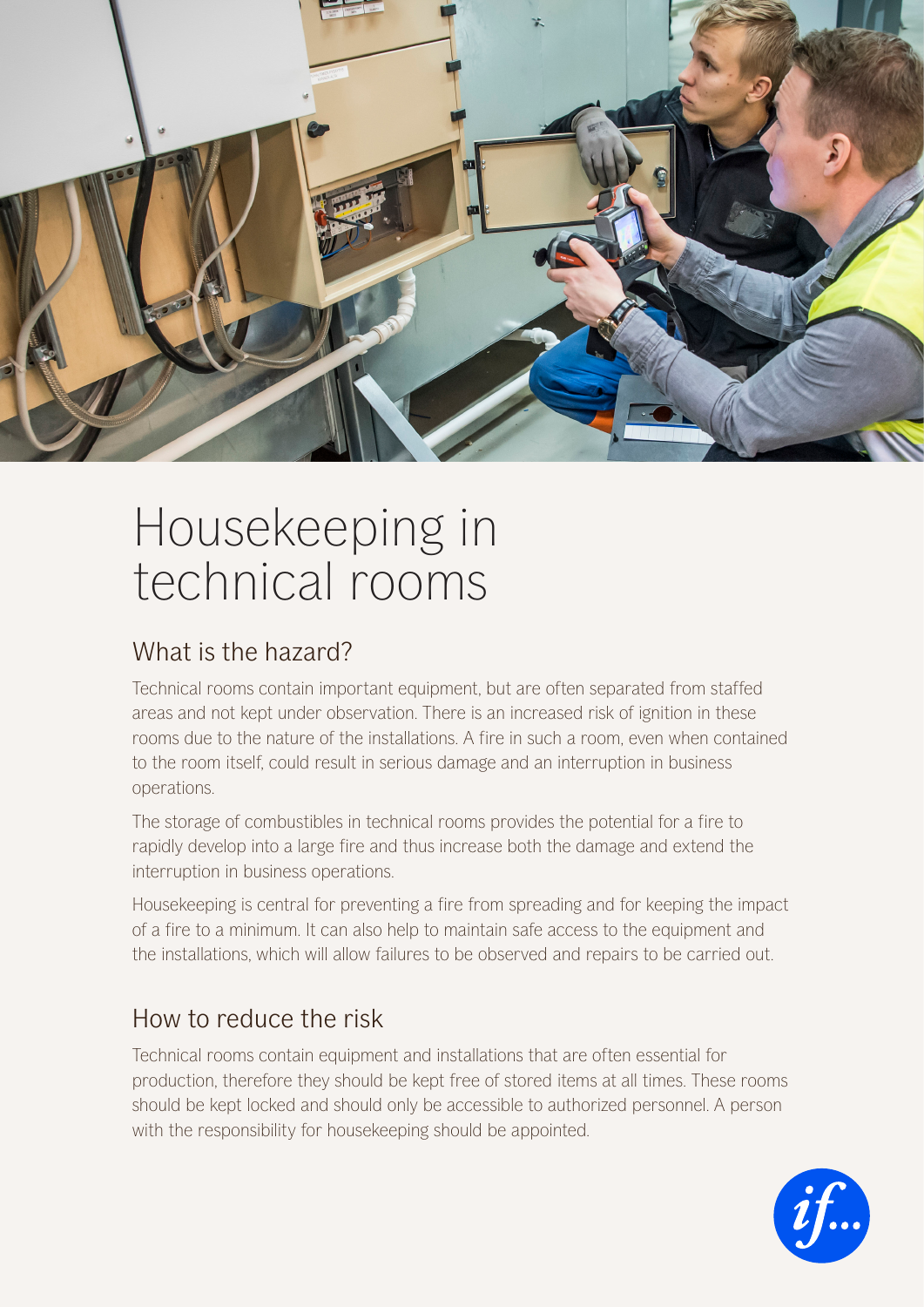# Housekeeping in technical rooms

## What is the hazard?

Technical rooms contain important equipment, but are often separated from staffed areas and not kept under observation. There is an increased risk of ignition in these rooms due to the nature of the installations. A fire in such a room, even when contained to the room itself, could result in serious damage and an interruption in business operations.

The storage of combustibles in technical rooms provides the potential for a fire to rapidly develop into a large fire and thus increase both the damage and extend the interruption in business operations.

Housekeeping is central for preventing a fire from spreading and for keeping the impact of a fire to a minimum. It can also help to maintain safe access to the equipment and the installations, which will allow failures to be observed and repairs to be carried out.

## How to reduce the risk

Technical rooms contain equipment and installations that are often essential for production, therefore they should be kept free of stored items at all times. These rooms should be kept locked and should only be accessible to authorized personnel. A person with the responsibility for housekeeping should be appointed.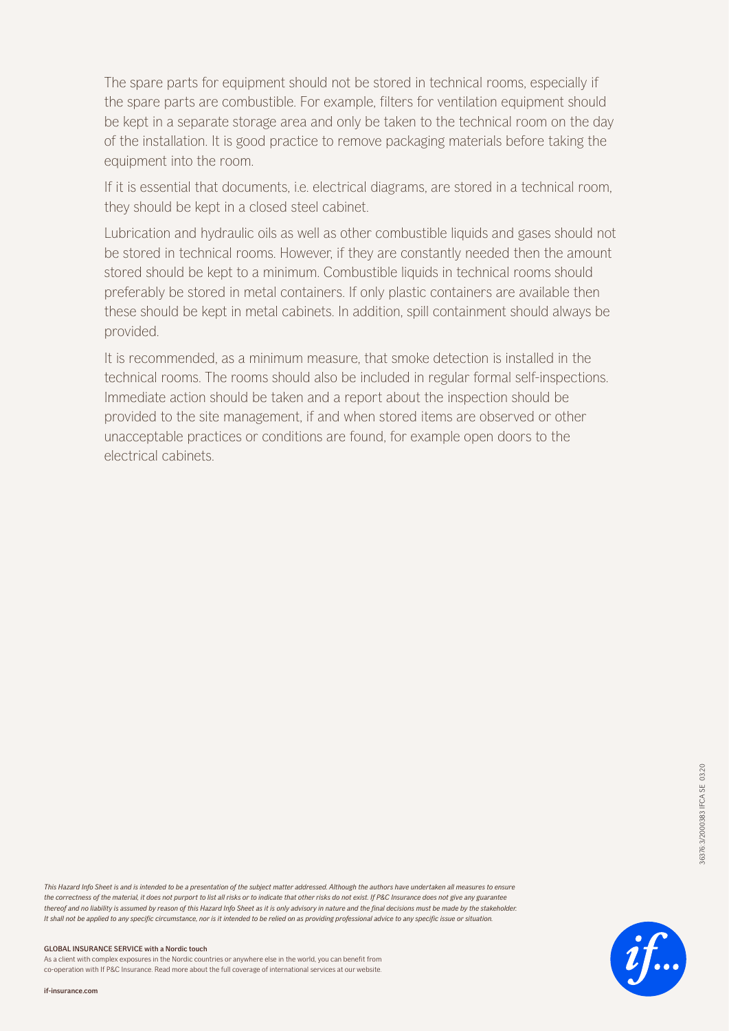The spare parts for equipment should not be stored in technical rooms, especially if the spare parts are combustible. For example, filters for ventilation equipment should be kept in a separate storage area and only be taken to the technical room on the day of the installation. It is good practice to remove packaging materials before taking the equipment into the room.

If it is essential that documents, i.e. electrical diagrams, are stored in a technical room, they should be kept in a closed steel cabinet.

Lubrication and hydraulic oils as well as other combustible liquids and gases should not be stored in technical rooms. However, if they are constantly needed then the amount stored should be kept to a minimum. Combustible liquids in technical rooms should preferably be stored in metal containers. If only plastic containers are available then these should be kept in metal cabinets. In addition, spill containment should always be provided.

It is recommended, as a minimum measure, that smoke detection is installed in the technical rooms. The rooms should also be included in regular formal self-inspections. Immediate action should be taken and a report about the inspection should be provided to the site management, if and when stored items are observed or other unacceptable practices or conditions are found, for example open doors to the electrical cabinets.

*This Hazard Info Sheet is and is intended to be a presentation of the subject matter addressed. Although the authors have undertaken all measures to ensure the correctness of the material, it does not purport to list all risks or to indicate that other risks do not exist. If P&C Insurance does not give any guarantee thereof and no liability is assumed by reason of this Hazard Info Sheet as it is only advisory in nature and the final decisions must be made by the stakeholder. It shall not be applied to any specific circumstance, nor is it intended to be relied on as providing professional advice to any specific issue or situation.*

**GLOBAL INSURANCE SERVICE with a Nordic touch**

As a client with complex exposures in the Nordic countries or anywhere else in the world, you can benefit from co-operation with If P&C Insurance. Read more about the full coverage of international services at our website.

**if-insurance.com**

36376 3/2000383 IFCA SE 03.20